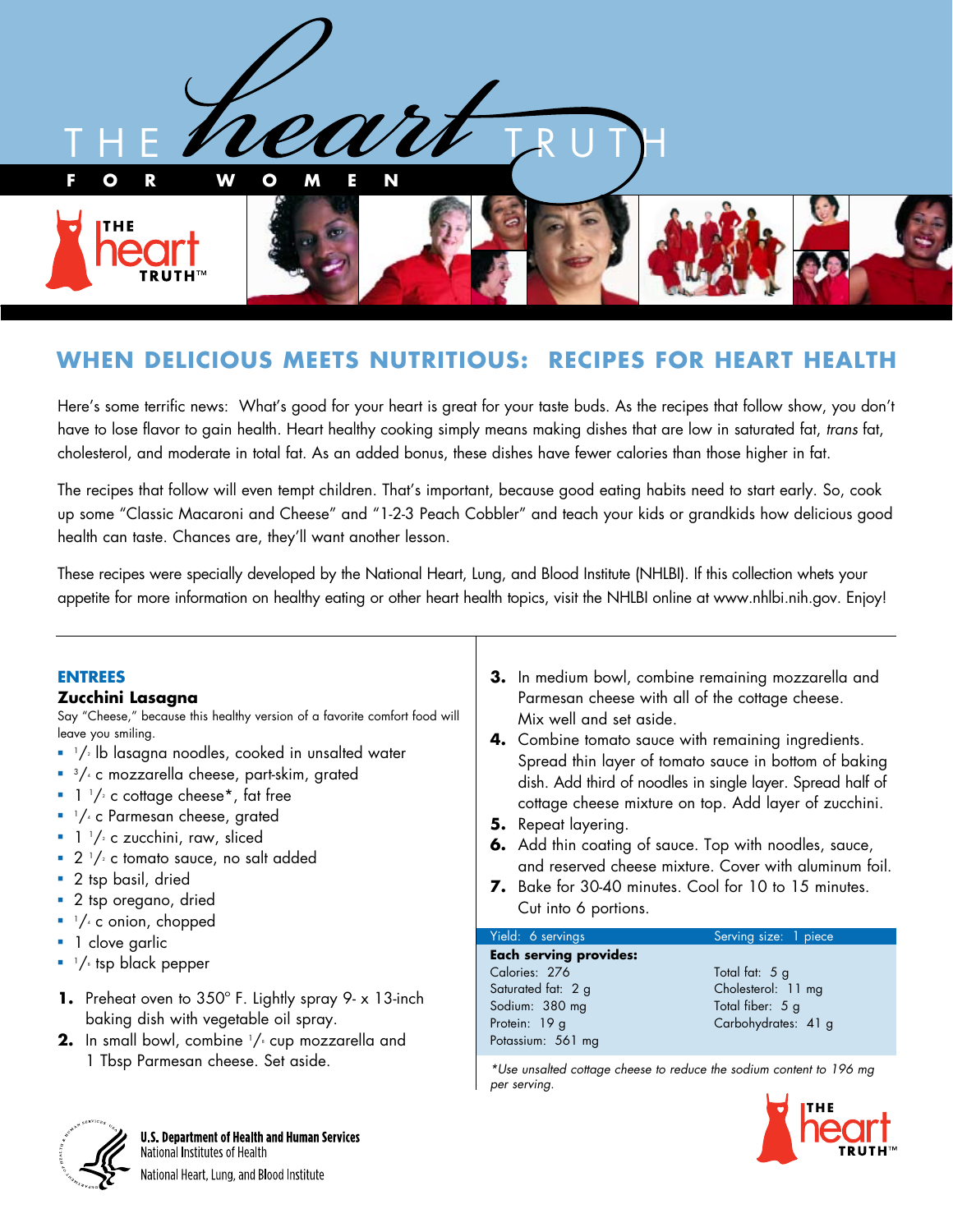# THE heart TRUTH FOR WOMEN

## WHEN DELICIOUS MEETS NUTRITIOUS: RECIPES FOR HEART HEALTH

Here's some terrific news: What's good for your heart is great for your taste buds. As the recipes that follow show, you don't have to lose flavor to gain health. Heart healthy cooking simply means making dishes that are low in saturated fat, *trans* fat, cholesterol, and moderate in total fat. As an added bonus, these dishes have fewer calories than those higher in fat.

The recipes that follow will even tempt children. That's important, because good eating habits need to start early. So, cook up some "Classic Macaroni and Cheese" and "1-2-3 Peach Cobbler" and teach your kids or grandkids how delicious good health can taste. Chances are, they'll want another lesson.

These recipes were specially developed by the National Heart, Lung, and Blood Institute (NHLBI). If this collection whets your appetite for more information on healthy eating or other heart health topics, visit the NHLBI online at www.nhlbi.nih.gov. Enjoy!

### ENTREES

#### Zucchini Lasagna

Say "Cheese," because this healthy version of a favorite comfort food will leave you smiling.

- 1/2 lb lasagna noodles, cooked in unsalted water
- 3/4 c mozzarella cheese, part-skim, grated
- 1 1/2 c cottage cheese*, fat free
- 1/4 c Parmesan cheese, grated
- 1 1/2 c zucchini, raw, sliced
- 2 1/2 c tomato sauce, no salt added
- 2 tsp basil, dried
- 2 tsp oregano, dried
- 1/4 c onion, chopped
- 1 clove garlic
- 1/8 tsp black pepper

1. Preheat oven to 350° F. Lightly spray 9- x 13-inch baking dish with vegetable oil spray.
2. In small bowl, combine 1/8 cup mozzarella and 1 Tbsp Parmesan cheese. Set aside.
3. In medium bowl, combine remaining mozzarella and Parmesan cheese with all of the cottage cheese. Mix well and set aside.
4. Combine tomato sauce with remaining ingredients. Spread thin layer of tomato sauce in bottom of baking dish. Add third of noodles in single layer. Spread half of cottage cheese mixture on top. Add layer of zucchini.
5. Repeat layering.
6. Add thin coating of sauce. Top with noodles, sauce, and reserved cheese mixture. Cover with aluminum foil.
7. Bake for 30-40 minutes. Cool for 10 to 15 minutes. Cut into 6 portions.

| Yield: 6 servings | Serving size: 1 piece |
|---|---|
| **Each serving provides:** | |
| Calories: 276 | Total fat: 5 g |
| Saturated fat: 2 g | Cholesterol: 11 mg |
| Sodium: 380 mg | Total fiber: 5 g |
| Protein: 19 g | Carbohydrates: 41 g |
| Potassium: 561 mg | |

*\*Use unsalted cottage cheese to reduce the sodium content to 196 mg per serving.*

U.S. Department of Health and Human Services
National Institutes of Health
National Heart, Lung, and Blood Institute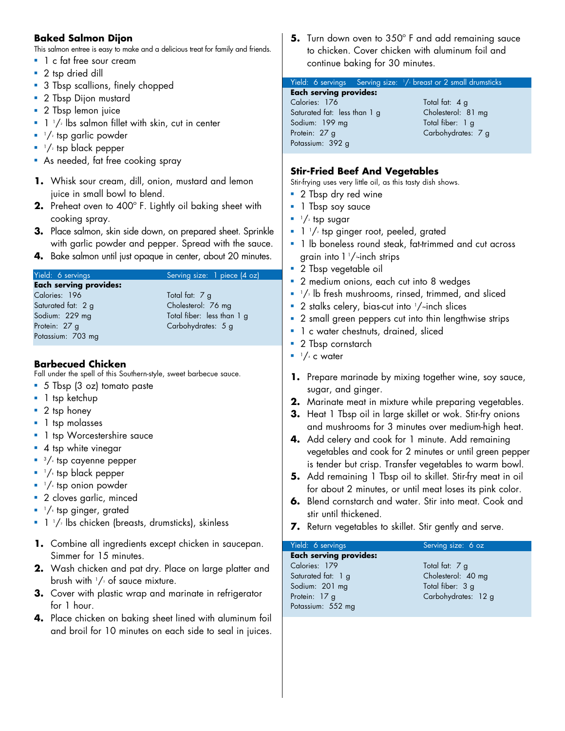## Baked Salmon Dijon

This salmon entree is easy to make and a delicious treat for family and friends.

- 1 c fat free sour cream
- 2 tsp dried dill
- 3 Tbsp scallions, finely chopped
- 2 Tbsp Dijon mustard
- 2 Tbsp lemon juice
- 1 1/2 lbs salmon fillet with skin, cut in center
- 1/2 tsp garlic powder
- 1/2 tsp black pepper
- As needed, fat free cooking spray

1. Whisk sour cream, dill, onion, mustard and lemon juice in small bowl to blend.
2. Preheat oven to 400° F. Lightly oil baking sheet with cooking spray.
3. Place salmon, skin side down, on prepared sheet. Sprinkle with garlic powder and pepper. Spread with the sauce.
4. Bake salmon until just opaque in center, about 20 minutes.

| Yield: 6 servings | Serving size: 1 piece (4 oz) |
| --- | --- |
| **Each serving provides:** | |
| Calories: 196 | Total fat: 7 g |
| Saturated fat: 2 g | Cholesterol: 76 mg |
| Sodium: 229 mg | Total fiber: less than 1 g |
| Protein: 27 g | Carbohydrates: 5 g |
| Potassium: 703 mg | |

## Barbecued Chicken

Fall under the spell of this Southern-style, sweet barbecue sauce.

- 5 Tbsp (3 oz) tomato paste
- 1 tsp ketchup
- 2 tsp honey
- 1 tsp molasses
- 1 tsp Worcestershire sauce
- 4 tsp white vinegar
- 3/4 tsp cayenne pepper
- 1/8 tsp black pepper
- 1/4 tsp onion powder
- 2 cloves garlic, minced
- 1/8 tsp ginger, grated
- 1 1/2 lbs chicken (breasts, drumsticks), skinless

1. Combine all ingredients except chicken in saucepan. Simmer for 15 minutes.
2. Wash chicken and pat dry. Place on large platter and brush with 1/2 of sauce mixture.
3. Cover with plastic wrap and marinate in refrigerator for 1 hour.
4. Place chicken on baking sheet lined with aluminum foil and broil for 10 minutes on each side to seal in juices.
5. Turn down oven to 350° F and add remaining sauce to chicken. Cover chicken with aluminum foil and continue baking for 30 minutes.

| Yield: 6 servings | Serving size: 1/2 breast or 2 small drumsticks |
| --- | --- |
| **Each serving provides:** | |
| Calories: 176 | Total fat: 4 g |
| Saturated fat: less than 1 g | Cholesterol: 81 mg |
| Sodium: 199 mg | Total fiber: 1 g |
| Protein: 27 g | Carbohydrates: 7 g |
| Potassium: 392 g | |

## Stir-Fried Beef And Vegetables

Stir-frying uses very little oil, as this tasty dish shows.

- 2 Tbsp dry red wine
- 1 Tbsp soy sauce
- 1/2 tsp sugar
- 1 1/2 tsp ginger root, peeled, grated
- 1 lb boneless round steak, fat-trimmed and cut across grain into 1 1/2-inch strips
- 2 Tbsp vegetable oil
- 2 medium onions, each cut into 8 wedges
- 1/2 lb fresh mushrooms, rinsed, trimmed, and sliced
- 2 stalks celery, bias-cut into 1/4-inch slices
- 2 small green peppers cut into thin lengthwise strips
- 1 c water chestnuts, drained, sliced
- 2 Tbsp cornstarch
- 1/4 c water

1. Prepare marinade by mixing together wine, soy sauce, sugar, and ginger.
2. Marinate meat in mixture while preparing vegetables.
3. Heat 1 Tbsp oil in large skillet or wok. Stir-fry onions and mushrooms for 3 minutes over medium-high heat.
4. Add celery and cook for 1 minute. Add remaining vegetables and cook for 2 minutes or until green pepper is tender but crisp. Transfer vegetables to warm bowl.
5. Add remaining 1 Tbsp oil to skillet. Stir-fry meat in oil for about 2 minutes, or until meat loses its pink color.
6. Blend cornstarch and water. Stir into meat. Cook and stir until thickened.
7. Return vegetables to skillet. Stir gently and serve.

| Yield: 6 servings | Serving size: 6 oz |
| --- | --- |
| **Each serving provides:** | |
| Calories: 179 | Total fat: 7 g |
| Saturated fat: 1 g | Cholesterol: 40 mg |
| Sodium: 201 mg | Total fiber: 3 g |
| Protein: 17 g | Carbohydrates: 12 g |
| Potassium: 552 mg | |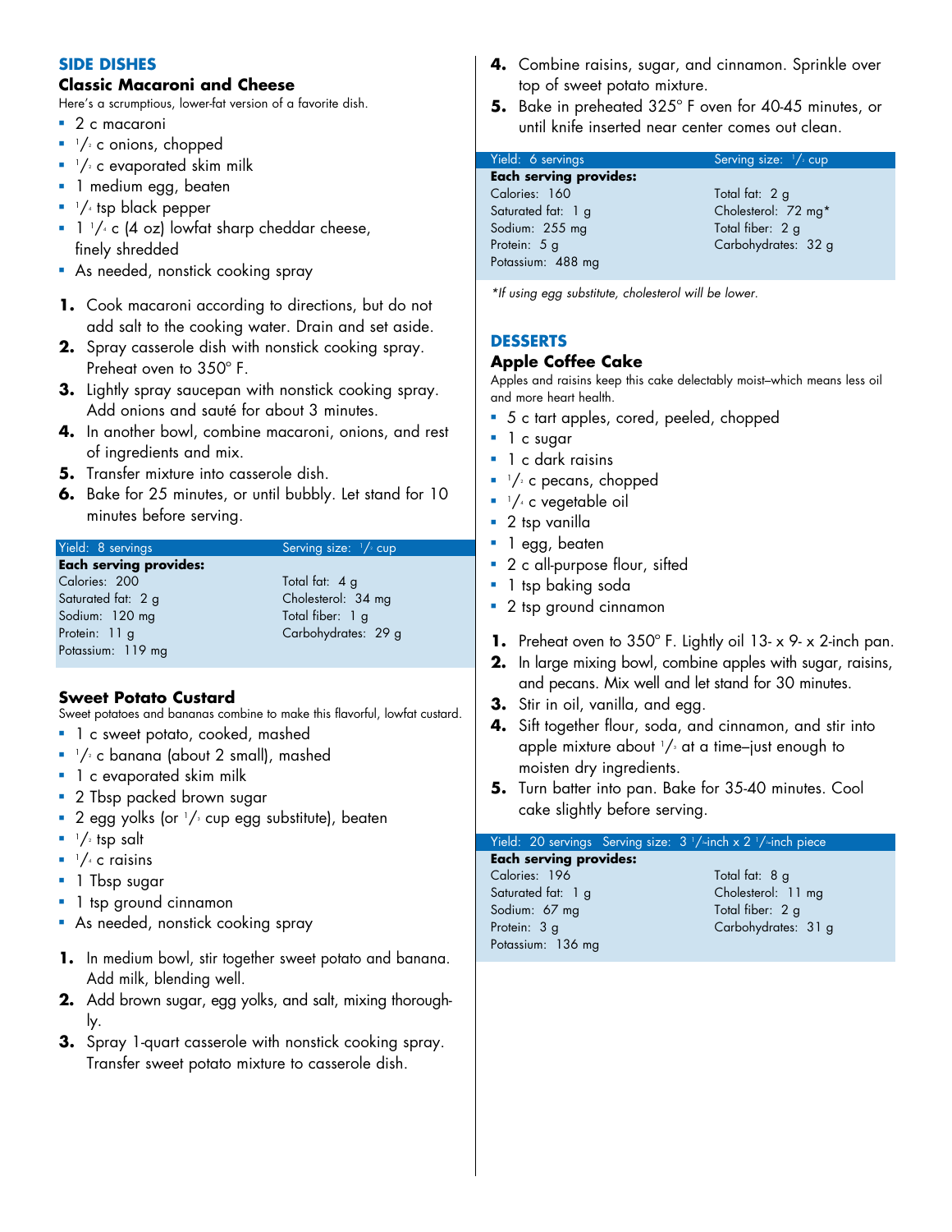## SIDE DISHES

### Classic Macaroni and Cheese

Here's a scrumptious, lower-fat version of a favorite dish.

- 2 c macaroni
- 1/2 c onions, chopped
- 1/2 c evaporated skim milk
- 1 medium egg, beaten
- 1/4 tsp black pepper
- 1 1/4 c (4 oz) lowfat sharp cheddar cheese, finely shredded
- As needed, nonstick cooking spray

1. Cook macaroni according to directions, but do not add salt to the cooking water. Drain and set aside.
2. Spray casserole dish with nonstick cooking spray. Preheat oven to 350° F.
3. Lightly spray saucepan with nonstick cooking spray. Add onions and sauté for about 3 minutes.
4. In another bowl, combine macaroni, onions, and rest of ingredients and mix.
5. Transfer mixture into casserole dish.
6. Bake for 25 minutes, or until bubbly. Let stand for 10 minutes before serving.

| Yield: 8 servings | Serving size: 1/2 cup |
|---|---|
| **Each serving provides:** | |
| Calories: 200 | Total fat: 4 g |
| Saturated fat: 2 g | Cholesterol: 34 mg |
| Sodium: 120 mg | Total fiber: 1 g |
| Protein: 11 g | Carbohydrates: 29 g |
| Potassium: 119 mg | |

### Sweet Potato Custard

Sweet potatoes and bananas combine to make this flavorful, lowfat custard.

- 1 c sweet potato, cooked, mashed
- 1/2 c banana (about 2 small), mashed
- 1 c evaporated skim milk
- 2 Tbsp packed brown sugar
- 2 egg yolks (or 1/3 cup egg substitute), beaten
- 1/2 tsp salt
- 1/4 c raisins
- 1 Tbsp sugar
- 1 tsp ground cinnamon
- As needed, nonstick cooking spray

1. In medium bowl, stir together sweet potato and banana. Add milk, blending well.
2. Add brown sugar, egg yolks, and salt, mixing thoroughly.
3. Spray 1-quart casserole with nonstick cooking spray. Transfer sweet potato mixture to casserole dish.
4. Combine raisins, sugar, and cinnamon. Sprinkle over top of sweet potato mixture.
5. Bake in preheated 325° F oven for 40-45 minutes, or until knife inserted near center comes out clean.

| Yield: 6 servings | Serving size: 1/2 cup |
|---|---|
| **Each serving provides:** | |
| Calories: 160 | Total fat: 2 g |
| Saturated fat: 1 g | Cholesterol: 72 mg* |
| Sodium: 255 mg | Total fiber: 2 g |
| Protein: 5 g | Carbohydrates: 32 g |
| Potassium: 488 mg | |

*If using egg substitute, cholesterol will be lower.*

## DESSERTS

### Apple Coffee Cake

Apples and raisins keep this cake delectably moist–which means less oil and more heart health.

- 5 c tart apples, cored, peeled, chopped
- 1 c sugar
- 1 c dark raisins
- 1/2 c pecans, chopped
- 1/4 c vegetable oil
- 2 tsp vanilla
- 1 egg, beaten
- 2 c all-purpose flour, sifted
- 1 tsp baking soda
- 2 tsp ground cinnamon

1. Preheat oven to 350° F. Lightly oil 13- x 9- x 2-inch pan.
2. In large mixing bowl, combine apples with sugar, raisins, and pecans. Mix well and let stand for 30 minutes.
3. Stir in oil, vanilla, and egg.
4. Sift together flour, soda, and cinnamon, and stir into apple mixture about 1/3 at a time–just enough to moisten dry ingredients.
5. Turn batter into pan. Bake for 35-40 minutes. Cool cake slightly before serving.

| Yield: 20 servings | Serving size: 3 1/2-inch x 2 1/2-inch piece |
|---|---|
| **Each serving provides:** | |
| Calories: 196 | Total fat: 8 g |
| Saturated fat: 1 g | Cholesterol: 11 mg |
| Sodium: 67 mg | Total fiber: 2 g |
| Protein: 3 g | Carbohydrates: 31 g |
| Potassium: 136 mg | |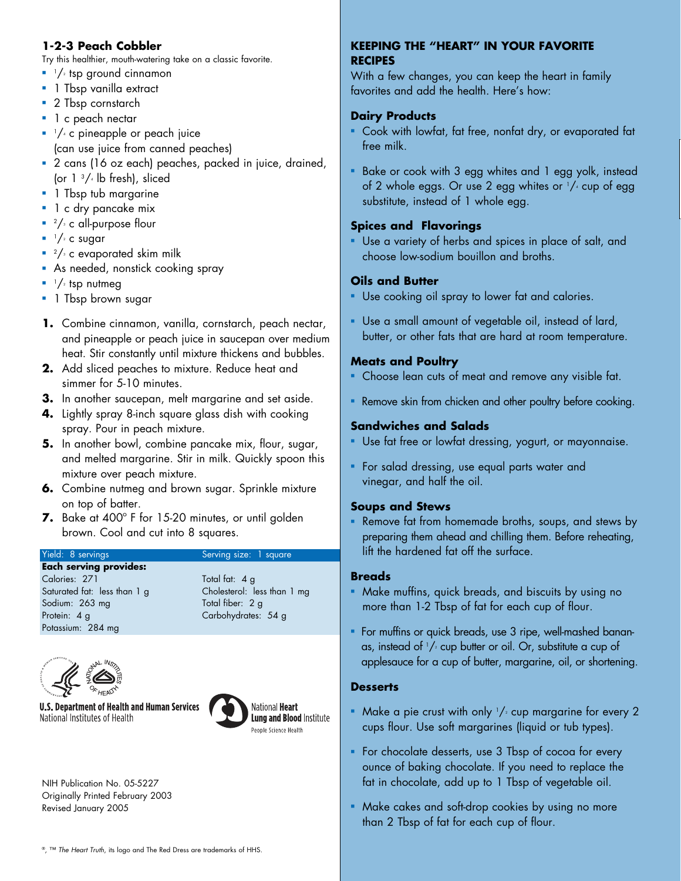## 1-2-3 Peach Cobbler

Try this healthier, mouth-watering take on a classic favorite.

- 1/2 tsp ground cinnamon
- 1 Tbsp vanilla extract
- 2 Tbsp cornstarch
- 1 c peach nectar
- 1/4 c pineapple or peach juice (can use juice from canned peaches)
- 2 cans (16 oz each) peaches, packed in juice, drained, (or 1 3/4 lb fresh), sliced
- 1 Tbsp tub margarine
- 1 c dry pancake mix
- 2/3 c all-purpose flour
- 1/2 c sugar
- 2/3 c evaporated skim milk
- As needed, nonstick cooking spray
- 1/2 tsp nutmeg
- 1 Tbsp brown sugar

1. Combine cinnamon, vanilla, cornstarch, peach nectar, and pineapple or peach juice in saucepan over medium heat. Stir constantly until mixture thickens and bubbles.
2. Add sliced peaches to mixture. Reduce heat and simmer for 5-10 minutes.
3. In another saucepan, melt margarine and set aside.
4. Lightly spray 8-inch square glass dish with cooking spray. Pour in peach mixture.
5. In another bowl, combine pancake mix, flour, sugar, and melted margarine. Stir in milk. Quickly spoon this mixture over peach mixture.
6. Combine nutmeg and brown sugar. Sprinkle mixture on top of batter.
7. Bake at 400° F for 15-20 minutes, or until golden brown. Cool and cut into 8 squares.

| Yield: 8 servings | Serving size: 1 square |
|---|---|
| **Each serving provides:** | |
| Calories: 271 | Total fat: 4 g |
| Saturated fat: less than 1 g | Cholesterol: less than 1 mg |
| Sodium: 263 mg | Total fiber: 2 g |
| Protein: 4 g | Carbohydrates: 54 g |
| Potassium: 284 mg | |

U.S. Department of Health and Human Services
National Institutes of Health

National Heart Lung and Blood Institute
People Science Health

NIH Publication No. 05-5227
Originally Printed February 2003
Revised January 2005

®, ™ *The Heart Truth*, its logo and The Red Dress are trademarks of HHS.

## KEEPING THE "HEART" IN YOUR FAVORITE RECIPES

With a few changes, you can keep the heart in family favorites and add the health. Here's how:

### Dairy Products

- Cook with lowfat, fat free, nonfat dry, or evaporated fat free milk.
- Bake or cook with 3 egg whites and 1 egg yolk, instead of 2 whole eggs. Or use 2 egg whites or 1/4 cup of egg substitute, instead of 1 whole egg.

### Spices and Flavorings

- Use a variety of herbs and spices in place of salt, and choose low-sodium bouillon and broths.

### Oils and Butter

- Use cooking oil spray to lower fat and calories.
- Use a small amount of vegetable oil, instead of lard, butter, or other fats that are hard at room temperature.

### Meats and Poultry

- Choose lean cuts of meat and remove any visible fat.
- Remove skin from chicken and other poultry before cooking.

### Sandwiches and Salads

- Use fat free or lowfat dressing, yogurt, or mayonnaise.
- For salad dressing, use equal parts water and vinegar, and half the oil.

### Soups and Stews

- Remove fat from homemade broths, soups, and stews by preparing them ahead and chilling them. Before reheating, lift the hardened fat off the surface.

### Breads

- Make muffins, quick breads, and biscuits by using no more than 1-2 Tbsp of fat for each cup of flour.
- For muffins or quick breads, use 3 ripe, well-mashed bananas, instead of 1/2 cup butter or oil. Or, substitute a cup of applesauce for a cup of butter, margarine, oil, or shortening.

### Desserts

- Make a pie crust with only 1/2 cup margarine for every 2 cups flour. Use soft margarines (liquid or tub types).
- For chocolate desserts, use 3 Tbsp of cocoa for every ounce of baking chocolate. If you need to replace the fat in chocolate, add up to 1 Tbsp of vegetable oil.
- Make cakes and soft-drop cookies by using no more than 2 Tbsp of fat for each cup of flour.